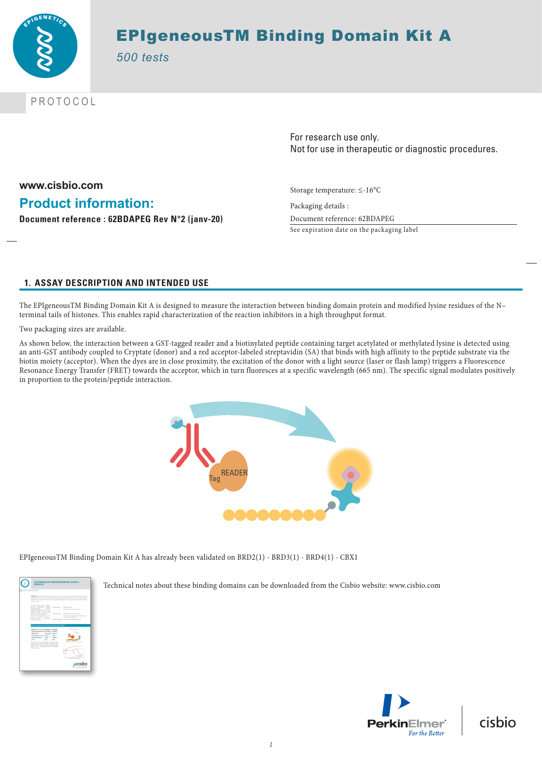# EPIgeneousTM Binding Domain Kit A

*500 tests*

PROTOCOL

For research use only.
Not for use in therapeutic or diagnostic procedures.

**www.cisbio.com**

## Product information:

**Document reference : 62BDAPEG Rev N°2 (janv-20)**

Storage temperature: ≤-16°C

Packaging details :

Document reference: 62BDAPEG

See expiration date on the packaging label

## 1. ASSAY DESCRIPTION AND INTENDED USE

The EPIgeneousTM Binding Domain Kit A is designed to measure the interaction between binding domain protein and modified lysine residues of the N–terminal tails of histones. This enables rapid characterization of the reaction inhibitors in a high throughput format.

Two packaging sizes are available.

As shown below, the interaction between a GST-tagged reader and a biotinylated peptide containing target acetylated or methylated lysine is detected using an anti-GST antibody coupled to Cryptate (donor) and a red acceptor-labeled streptavidin (SA) that binds with high affinity to the peptide substrate via the biotin moiety (acceptor). When the dyes are in close proximity, the excitation of the donor with a light source (laser or flash lamp) triggers a Fluorescence Resonance Energy Transfer (FRET) towards the acceptor, which in turn fluoresces at a specific wavelength (665 nm). The specific signal modulates positively in proportion to the protein/peptide interaction.

EPIgeneousTM Binding Domain Kit A has already been validated on BRD2(1) - BRD3(1) - BRD4(1) - CBX1

Technical notes about these binding domains can be downloaded from the Cisbio website: www.cisbio.com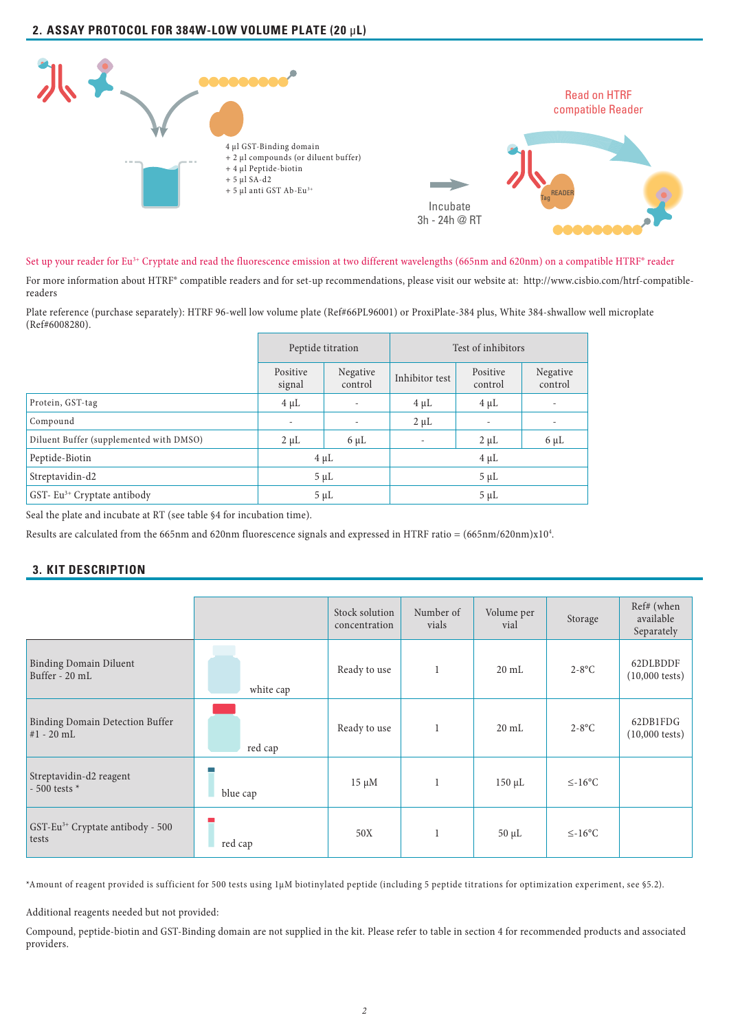## 2. ASSAY PROTOCOL FOR 384W-LOW VOLUME PLATE (20 µL)

4 µl GST-Binding domain
+ 2 µl compounds (or diluent buffer)
+ 4 µl Peptide-biotin
+ 5 µl SA-d2
+ 5 µl anti GST Ab-$Eu^{3+}$

Incubate
3h - 24h @ RT

Read on HTRF compatible Reader

Set up your reader for $Eu^{3+}$ Cryptate and read the fluorescence emission at two different wavelengths (665nm and 620nm) on a compatible HTRF® reader

For more information about HTRF® compatible readers and for set-up recommendations, please visit our website at: http://www.cisbio.com/htrf-compatible-readers

Plate reference (purchase separately): HTRF 96-well low volume plate (Ref#66PL96001) or ProxiPlate-384 plus, White 384-shswallow well microplate (Ref#6008280).

| | Peptide titration | | Test of inhibitors | | |
|---|---|---|---|---|---|
| | Positive signal | Negative control | Inhibitor test | Positive control | Negative control |
| Protein, GST-tag | 4 µL | - | 4 µL | 4 µL | - |
| Compound | - | - | 2 µL | - | - |
| Diluent Buffer (supplemented with DMSO) | 2 µL | 6 µL | - | 2 µL | 6 µL |
| Peptide-Biotin | 4 µL | | 4 µL | | |
| Streptavidin-d2 | 5 µL | | 5 µL | | |
| GST- $Eu^{3+}$ Cryptate antibody | 5 µL | | 5 µL | | |

Seal the plate and incubate at RT (see table §4 for incubation time).

Results are calculated from the 665nm and 620nm fluorescence signals and expressed in HTRF ratio = $(665nm/620nm)x10^4$.

## 3. KIT DESCRIPTION

| | | Stock solution concentration | Number of vials | Volume per vial | Storage | Ref# (when available Separately |
|---|---|---|---|---|---|---|
| Binding Domain Diluent Buffer - 20 mL | white cap | Ready to use | 1 | 20 mL | 2-8°C | 62DLBDDF (10,000 tests) |
| Binding Domain Detection Buffer #1 - 20 mL | red cap | Ready to use | 1 | 20 mL | 2-8°C | 62DB1FDG (10,000 tests) |
| Streptavidin-d2 reagent - 500 tests * | blue cap | 15 µM | 1 | 150 µL | ≤-16°C | |
| GST-$Eu^{3+}$ Cryptate antibody - 500 tests | red cap | 50X | 1 | 50 µL | ≤-16°C | |

*Amount of reagent provided is sufficient for 500 tests using 1µM biotinylated peptide (including 5 peptide titrations for optimization experiment, see §5.2).

Additional reagents needed but not provided:

Compound, peptide-biotin and GST-Binding domain are not supplied in the kit. Please refer to table in section 4 for recommended products and associated providers.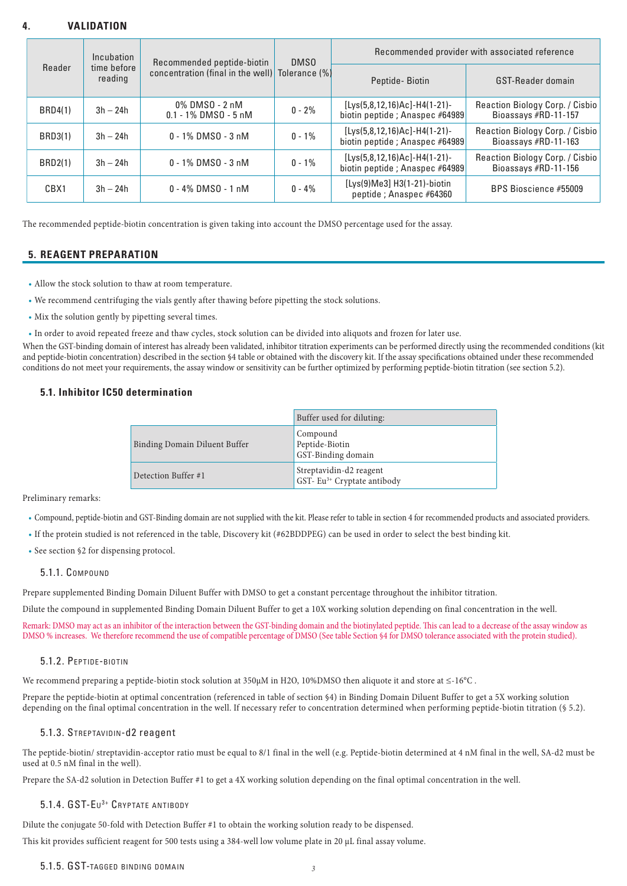## 4. VALIDATION

| Reader | Incubation time before reading | Recommended peptide-biotin concentration (final in the well) | DMSO Tolerance (%) | Recommended provider with associated reference | |
|---|---|---|---|---|---|
| | | | | Peptide- Biotin | GST-Reader domain |
| BRD4(1) | 3h – 24h | 0% DMSO - 2 nM<br>0.1 - 1% DMSO - 5 nM | 0 - 2% | [Lys(5,8,12,16)Ac]-H4(1-21)-biotin peptide ; Anaspec #64989 | Reaction Biology Corp. / Cisbio Bioassays #RD-11-157 |
| BRD3(1) | 3h – 24h | 0 - 1% DMSO - 3 nM | 0 - 1% | [Lys(5,8,12,16)Ac]-H4(1-21)-biotin peptide ; Anaspec #64989 | Reaction Biology Corp. / Cisbio Bioassays #RD-11-163 |
| BRD2(1) | 3h – 24h | 0 - 1% DMSO - 3 nM | 0 - 1% | [Lys(5,8,12,16)Ac]-H4(1-21)-biotin peptide ; Anaspec #64989 | Reaction Biology Corp. / Cisbio Bioassays #RD-11-156 |
| CBX1 | 3h – 24h | 0 - 4% DMSO - 1 nM | 0 - 4% | [Lys(9)Me3] H3(1-21)-biotin peptide ; Anaspec #64360 | BPS Bioscience #55009 |

The recommended peptide-biotin concentration is given taking into account the DMSO percentage used for the assay.

## 5. REAGENT PREPARATION

- Allow the stock solution to thaw at room temperature.
- We recommend centrifuging the vials gently after thawing before pipetting the stock solutions.
- Mix the solution gently by pipetting several times.
- In order to avoid repeated freeze and thaw cycles, stock solution can be divided into aliquots and frozen for later use.

When the GST-binding domain of interest has already been validated, inhibitor titration experiments can be performed directly using the recommended conditions (kit and peptide-biotin concentration) described in the section §4 table or obtained with the discovery kit. If the assay specifications obtained under these recommended conditions do not meet your requirements, the assay window or sensitivity can be further optimized by performing peptide-biotin titration (see section 5.2).

### 5.1. Inhibitor IC50 determination

| | Buffer used for diluting: |
|---|---|
| Binding Domain Diluent Buffer | Compound<br>Peptide-Biotin<br>GST-Binding domain |
| Detection Buffer #1 | Streptavidin-d2 reagent<br>GST- $Eu^{3+}$ Cryptate antibody |

Preliminary remarks:

- Compound, peptide-biotin and GST-Binding domain are not supplied with the kit. Please refer to table in section 4 for recommended products and associated providers.
- If the protein studied is not referenced in the table, Discovery kit (#62BDDPEG) can be used in order to select the best binding kit.
- See section §2 for dispensing protocol.

#### 5.1.1. Compound

Prepare supplemented Binding Domain Diluent Buffer with DMSO to get a constant percentage throughout the inhibitor titration.

Dilute the compound in supplemented Binding Domain Diluent Buffer to get a 10X working solution depending on final concentration in the well.

Remark: DMSO may act as an inhibitor of the interaction between the GST-binding domain and the biotinylated peptide. This can lead to a decrease of the assay window as DMSO % increases. We therefore recommend the use of compatible percentage of DMSO (See table Section §4 for DMSO tolerance associated with the protein studied).

#### 5.1.2. Peptide-biotin

We recommend preparing a peptide-biotin stock solution at 350µM in H2O, 10%DMSO then aliquote it and store at ≤-16°C .

Prepare the peptide-biotin at optimal concentration (referenced in table of section §4) in Binding Domain Diluent Buffer to get a 5X working solution depending on the final optimal concentration in the well. If necessary refer to concentration determined when performing peptide-biotin titration (§ 5.2).

#### 5.1.3. Streptavidin-d2 reagent

The peptide-biotin/ streptavidin-acceptor ratio must be equal to 8/1 final in the well (e.g. Peptide-biotin determined at 4 nM final in the well, SA-d2 must be used at 0.5 nM final in the well).

Prepare the SA-d2 solution in Detection Buffer #1 to get a 4X working solution depending on the final optimal concentration in the well.

#### 5.1.4. GST-$Eu^{3+}$ Cryptate antibody

Dilute the conjugate 50-fold with Detection Buffer #1 to obtain the working solution ready to be dispensed.

This kit provides sufficient reagent for 500 tests using a 384-well low volume plate in 20 µL final assay volume.

#### 5.1.5. GST-tagged binding domain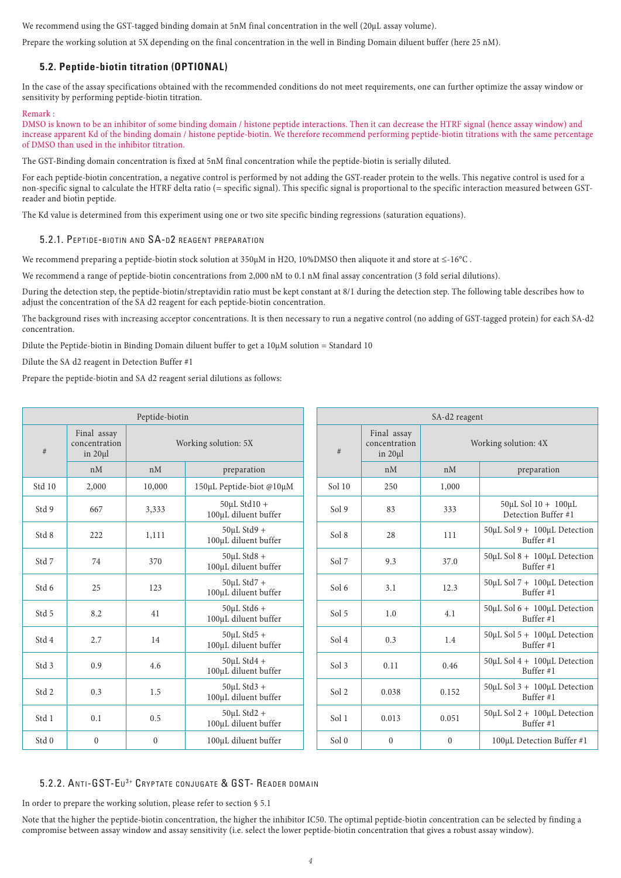We recommend using the GST-tagged binding domain at 5nM final concentration in the well (20µL assay volume).

Prepare the working solution at 5X depending on the final concentration in the well in Binding Domain diluent buffer (here 25 nM).

## 5.2. Peptide-biotin titration (OPTIONAL)

In the case of the assay specifications obtained with the recommended conditions do not meet requirements, one can further optimize the assay window or sensitivity by performing peptide-biotin titration.

Remark :
DMSO is known to be an inhibitor of some binding domain / histone peptide interactions. Then it can decrease the HTRF signal (hence assay window) and increase apparent Kd of the binding domain / histone peptide-biotin. We therefore recommend performing peptide-biotin titrations with the same percentage of DMSO than used in the inhibitor titration.

The GST-Binding domain concentration is fixed at 5nM final concentration while the peptide-biotin is serially diluted.

For each peptide-biotin concentration, a negative control is performed by not adding the GST-reader protein to the wells. This negative control is used for a non-specific signal to calculate the HTRF delta ratio (= specific signal). This specific signal is proportional to the specific interaction measured between GST-reader and biotin peptide.

The Kd value is determined from this experiment using one or two site specific binding regressions (saturation equations).

### 5.2.1. Peptide-biotin and SA-d2 reagent preparation

We recommend preparing a peptide-biotin stock solution at 350µM in H2O, 10%DMSO then aliquote it and store at ≤-16°C .

We recommend a range of peptide-biotin concentrations from 2,000 nM to 0.1 nM final assay concentration (3 fold serial dilutions).

During the detection step, the peptide-biotin/streptavidin ratio must be kept constant at 8/1 during the detection step. The following table describes how to adjust the concentration of the SA d2 reagent for each peptide-biotin concentration.

The background rises with increasing acceptor concentrations. It is then necessary to run a negative control (no adding of GST-tagged protein) for each SA-d2 concentration.

Dilute the Peptide-biotin in Binding Domain diluent buffer to get a 10µM solution = Standard 10

Dilute the SA d2 reagent in Detection Buffer #1

Prepare the peptide-biotin and SA d2 reagent serial dilutions as follows:

| Peptide-biotin | | | |
|---|---|---|---|
| # | Final assay concentration in 20µl | Working solution: 5X | |
| | nM | nM | preparation |
| Std 10 | 2,000 | 10,000 | 150µL Peptide-biot @10µM |
| Std 9 | 667 | 3,333 | 50µL Std10 + 100µL diluent buffer |
| Std 8 | 222 | 1,111 | 50µL Std9 + 100µL diluent buffer |
| Std 7 | 74 | 370 | 50µL Std8 + 100µL diluent buffer |
| Std 6 | 25 | 123 | 50µL Std7 + 100µL diluent buffer |
| Std 5 | 8.2 | 41 | 50µL Std6 + 100µL diluent buffer |
| Std 4 | 2.7 | 14 | 50µL Std5 + 100µL diluent buffer |
| Std 3 | 0.9 | 4.6 | 50µL Std4 + 100µL diluent buffer |
| Std 2 | 0.3 | 1.5 | 50µL Std3 + 100µL diluent buffer |
| Std 1 | 0.1 | 0.5 | 50µL Std2 + 100µL diluent buffer |
| Std 0 | 0 | 0 | 100µL diluent buffer |

| SA-d2 reagent | | | |
|---|---|---|---|
| # | Final assay concentration in 20µl | Working solution: 4X | |
| | nM | nM | preparation |
| Sol 10 | 250 | 1,000 | |
| Sol 9 | 83 | 333 | 50µL Sol 10 + 100µL Detection Buffer #1 |
| Sol 8 | 28 | 111 | 50µL Sol 9 + 100µL Detection Buffer #1 |
| Sol 7 | 9.3 | 37.0 | 50µL Sol 8 + 100µL Detection Buffer #1 |
| Sol 6 | 3.1 | 12.3 | 50µL Sol 7 + 100µL Detection Buffer #1 |
| Sol 5 | 1.0 | 4.1 | 50µL Sol 6 + 100µL Detection Buffer #1 |
| Sol 4 | 0.3 | 1.4 | 50µL Sol 5 + 100µL Detection Buffer #1 |
| Sol 3 | 0.11 | 0.46 | 50µL Sol 4 + 100µL Detection Buffer #1 |
| Sol 2 | 0.038 | 0.152 | 50µL Sol 3 + 100µL Detection Buffer #1 |
| Sol 1 | 0.013 | 0.051 | 50µL Sol 2 + 100µL Detection Buffer #1 |
| Sol 0 | 0 | 0 | 100µL Detection Buffer #1 |

### 5.2.2. Anti-GST-$Eu^{3+}$ Cryptate conjugate & GST- Reader domain

In order to prepare the working solution, please refer to section § 5.1

Note that the higher the peptide-biotin concentration, the higher the inhibitor IC50. The optimal peptide-biotin concentration can be selected by finding a compromise between assay window and assay sensitivity (i.e. select the lower peptide-biotin concentration that gives a robust assay window).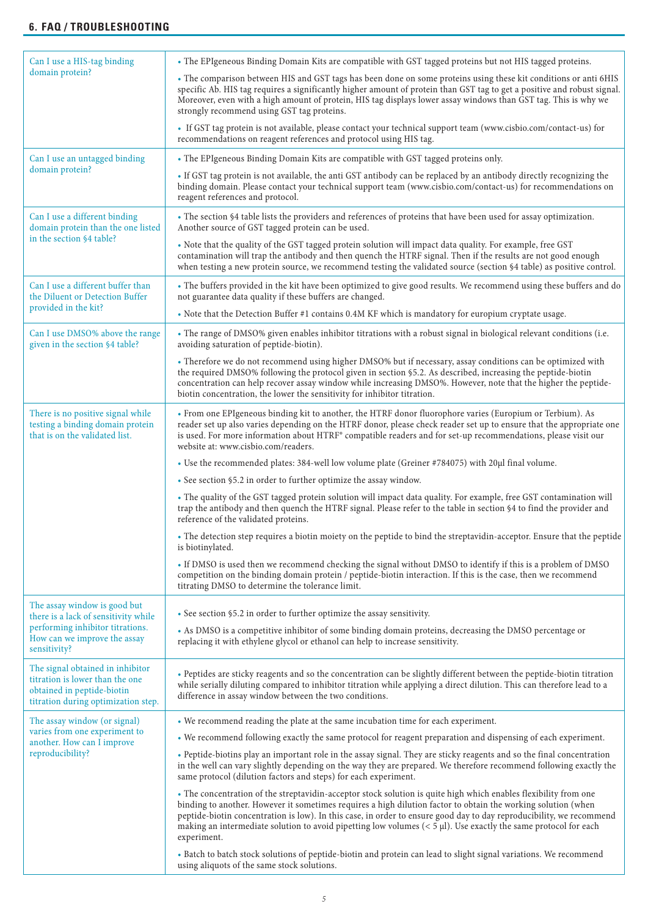## 6. FAQ / TROUBLESHOOTING

| | |
|---|---|
| Can I use a HIS-tag binding domain protein? | • The EPIgeneous Binding Domain Kits are compatible with GST tagged proteins but not HIS tagged proteins.<br><br>• The comparison between HIS and GST tags has been done on some proteins using these kit conditions or anti 6HIS specific Ab. HIS tag requires a significantly higher amount of protein than GST tag to get a positive and robust signal. Moreover, even with a high amount of protein, HIS tag displays lower assay windows than GST tag. This is why we strongly recommend using GST tag proteins.<br><br>• If GST tag protein is not available, please contact your technical support team (www.cisbio.com/contact-us) for recommendations on reagent references and protocol using HIS tag. |
| Can I use an untagged binding domain protein? | • The EPIgeneous Binding Domain Kits are compatible with GST tagged proteins only.<br><br>• If GST tag protein is not available, the anti GST antibody can be replaced by an antibody directly recognizing the binding domain. Please contact your technical support team (www.cisbio.com/contact-us) for recommendations on reagent references and protocol. |
| Can I use a different binding domain protein than the one listed in the section §4 table? | • The section §4 table lists the providers and references of proteins that have been used for assay optimization. Another source of GST tagged protein can be used.<br><br>• Note that the quality of the GST tagged protein solution will impact data quality. For example, free GST contamination will trap the antibody and then quench the HTRF signal. Then if the results are not good enough when testing a new protein source, we recommend testing the validated source (section §4 table) as positive control. |
| Can I use a different buffer than the Diluent or Detection Buffer provided in the kit? | • The buffers provided in the kit have been optimized to give good results. We recommend using these buffers and do not guarantee data quality if these buffers are changed.<br><br>• Note that the Detection Buffer #1 contains 0.4M KF which is mandatory for europium cryptate usage. |
| Can I use DMSO% above the range given in the section §4 table? | • The range of DMSO% given enables inhibitor titrations with a robust signal in biological relevant conditions (i.e. avoiding saturation of peptide-biotin).<br><br>• Therefore we do not recommend using higher DMSO% but if necessary, assay conditions can be optimized with the required DMSO% following the protocol given in section §5.2. As described, increasing the peptide-biotin concentration can help recover assay window while increasing DMSO%. However, note that the higher the peptide-biotin concentration, the lower the sensitivity for inhibitor titration. |
| There is no positive signal while testing a binding domain protein that is on the validated list. | • From one EPIgeneous binding kit to another, the HTRF donor fluorophore varies (Europium or Terbium). As reader set up also varies depending on the HTRF donor, please check reader set up to ensure that the appropriate one is used. For more information about HTRF® compatible readers and for set-up recommendations, please visit our website at: www.cisbio.com/readers.<br><br>• Use the recommended plates: 384-well low volume plate (Greiner #784075) with 20µl final volume.<br><br>• See section §5.2 in order to further optimize the assay window.<br><br>• The quality of the GST tagged protein solution will impact data quality. For example, free GST contamination will trap the antibody and then quench the HTRF signal. Please refer to the table in section §4 to find the provider and reference of the validated proteins.<br><br>• The detection step requires a biotin moiety on the peptide to bind the streptavidin-acceptor. Ensure that the peptide is biotinylated.<br><br>• If DMSO is used then we recommend checking the signal without DMSO to identify if this is a problem of DMSO competition on the binding domain protein / peptide-biotin interaction. If this is the case, then we recommend titrating DMSO to determine the tolerance limit. |
| The assay window is good but there is a lack of sensitivity while performing inhibitor titrations. How can we improve the assay sensitivity? | • See section §5.2 in order to further optimize the assay sensitivity.<br><br>• As DMSO is a competitive inhibitor of some binding domain proteins, decreasing the DMSO percentage or replacing it with ethylene glycol or ethanol can help to increase sensitivity. |
| The signal obtained in inhibitor titration is lower than the one obtained in peptide-biotin titration during optimization step. | • Peptides are sticky reagents and so the concentration can be slightly different between the peptide-biotin titration while serially diluting compared to inhibitor titration while applying a direct dilution. This can therefore lead to a difference in assay window between the two conditions. |
| The assay window (or signal) varies from one experiment to another. How can I improve reproducibility? | • We recommend reading the plate at the same incubation time for each experiment.<br><br>• We recommend following exactly the same protocol for reagent preparation and dispensing of each experiment.<br><br>• Peptide-biotins play an important role in the assay signal. They are sticky reagents and so the final concentration in the well can vary slightly depending on the way they are prepared. We therefore recommend following exactly the same protocol (dilution factors and steps) for each experiment.<br><br>• The concentration of the streptavidin-acceptor stock solution is quite high which enables flexibility from one binding to another. However it sometimes requires a high dilution factor to obtain the working solution (when peptide-biotin concentration is low). In this case, in order to ensure good day to day reproducibility, we recommend making an intermediate solution to avoid pipetting low volumes (< 5 µl). Use exactly the same protocol for each experiment.<br><br>• Batch to batch stock solutions of peptide-biotin and protein can lead to slight signal variations. We recommend using aliquots of the same stock solutions. |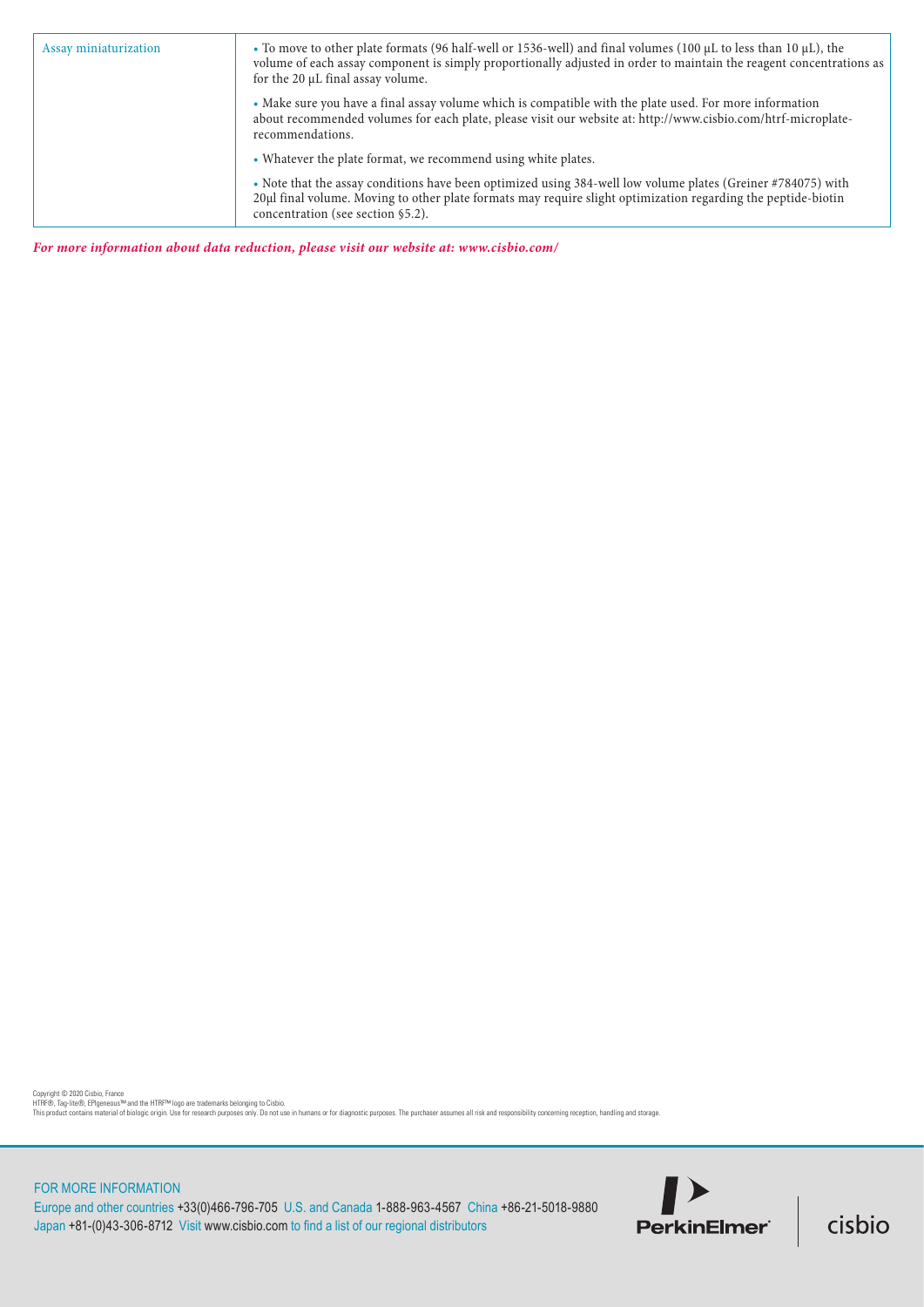| | |
|---|---|
| Assay miniaturization | • To move to other plate formats (96 half-well or 1536-well) and final volumes (100 µL to less than 10 µL), the volume of each assay component is simply proportionally adjusted in order to maintain the reagent concentrations as for the 20 µL final assay volume.<br><br>• Make sure you have a final assay volume which is compatible with the plate used. For more information about recommended volumes for each plate, please visit our website at: http://www.cisbio.com/htrf-microplate-recommendations.<br><br>• Whatever the plate format, we recommend using white plates.<br><br>• Note that the assay conditions have been optimized using 384-well low volume plates (Greiner #784075) with 20µl final volume. Moving to other plate formats may require slight optimization regarding the peptide-biotin concentration (see section §5.2). |

***For more information about data reduction, please visit our website at: www.cisbio.com/***

Copyright © 2020 Cisbio, France
HTRF®, Tag-lite®, EPIgeneous™ and the HTRF™ logo are trademarks belonging to Cisbio.
This product contains material of biologic origin. Use for research purposes only. Do not use in humans or for diagnostic purposes. The purchaser assumes all risk and responsibility concerning reception, handling and storage.

FOR MORE INFORMATION
Europe and other countries +33(0)466-796-705 U.S. and Canada 1-888-963-4567 China +86-21-5018-9880
Japan +81-(0)43-306-8712 Visit www.cisbio.com to find a list of our regional distributors

PerkinElmer cisbio